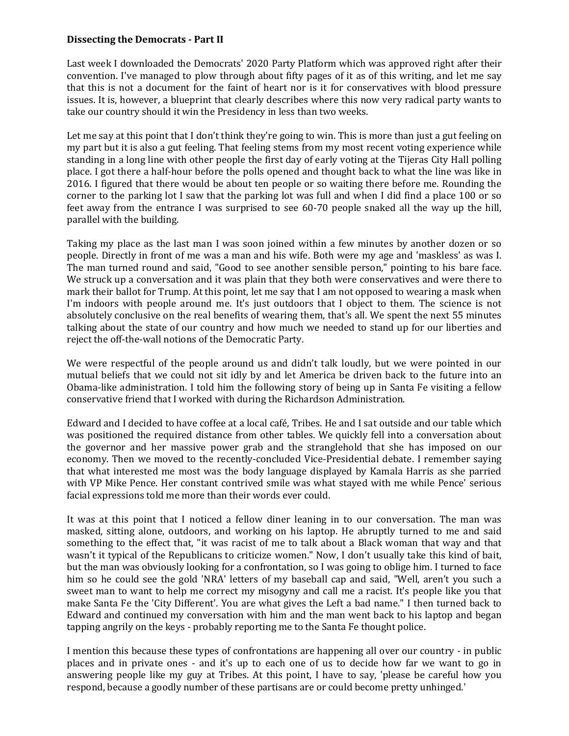**Dissecting the Democrats - Part II**

Last week I downloaded the Democrats' 2020 Party Platform which was approved right after their convention. I've managed to plow through about fifty pages of it as of this writing, and let me say that this is not a document for the faint of heart nor is it for conservatives with blood pressure issues. It is, however, a blueprint that clearly describes where this now very radical party wants to take our country should it win the Presidency in less than two weeks.

Let me say at this point that I don't think they're going to win. This is more than just a gut feeling on my part but it is also a gut feeling. That feeling stems from my most recent voting experience while standing in a long line with other people the first day of early voting at the Tijeras City Hall polling place. I got there a half-hour before the polls opened and thought back to what the line was like in 2016. I figured that there would be about ten people or so waiting there before me. Rounding the corner to the parking lot I saw that the parking lot was full and when I did find a place 100 or so feet away from the entrance I was surprised to see 60-70 people snaked all the way up the hill, parallel with the building.

Taking my place as the last man I was soon joined within a few minutes by another dozen or so people. Directly in front of me was a man and his wife. Both were my age and 'maskless' as was I. The man turned round and said, "Good to see another sensible person," pointing to his bare face. We struck up a conversation and it was plain that they both were conservatives and were there to mark their ballot for Trump. At this point, let me say that I am not opposed to wearing a mask when I'm indoors with people around me. It's just outdoors that I object to them. The science is not absolutely conclusive on the real benefits of wearing them, that's all. We spent the next 55 minutes talking about the state of our country and how much we needed to stand up for our liberties and reject the off-the-wall notions of the Democratic Party.

We were respectful of the people around us and didn't talk loudly, but we were pointed in our mutual beliefs that we could not sit idly by and let America be driven back to the future into an Obama-like administration. I told him the following story of being up in Santa Fe visiting a fellow conservative friend that I worked with during the Richardson Administration.

Edward and I decided to have coffee at a local café, Tribes. He and I sat outside and our table which was positioned the required distance from other tables. We quickly fell into a conversation about the governor and her massive power grab and the stranglehold that she has imposed on our economy. Then we moved to the recently-concluded Vice-Presidential debate. I remember saying that what interested me most was the body language displayed by Kamala Harris as she parried with VP Mike Pence. Her constant contrived smile was what stayed with me while Pence' serious facial expressions told me more than their words ever could.

It was at this point that I noticed a fellow diner leaning in to our conversation. The man was masked, sitting alone, outdoors, and working on his laptop. He abruptly turned to me and said something to the effect that, "it was racist of me to talk about a Black woman that way and that wasn't it typical of the Republicans to criticize women." Now, I don't usually take this kind of bait, but the man was obviously looking for a confrontation, so I was going to oblige him. I turned to face him so he could see the gold 'NRA' letters of my baseball cap and said, "Well, aren't you such a sweet man to want to help me correct my misogyny and call me a racist. It's people like you that make Santa Fe the 'City Different'. You are what gives the Left a bad name." I then turned back to Edward and continued my conversation with him and the man went back to his laptop and began tapping angrily on the keys - probably reporting me to the Santa Fe thought police.

I mention this because these types of confrontations are happening all over our country - in public places and in private ones - and it's up to each one of us to decide how far we want to go in answering people like my guy at Tribes. At this point, I have to say, 'please be careful how you respond, because a goodly number of these partisans are or could become pretty unhinged.'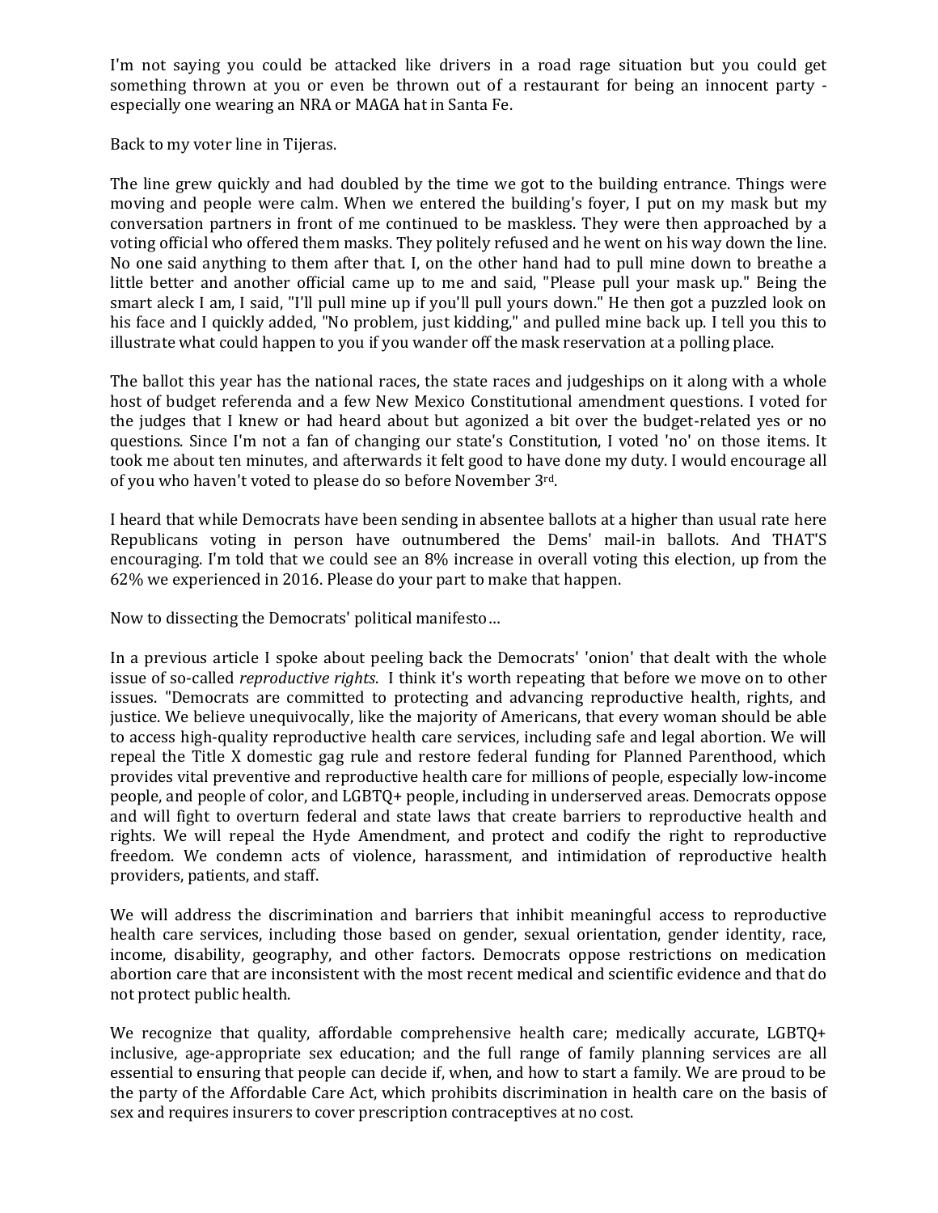I'm not saying you could be attacked like drivers in a road rage situation but you could get something thrown at you or even be thrown out of a restaurant for being an innocent party - especially one wearing an NRA or MAGA hat in Santa Fe.

Back to my voter line in Tijeras.

The line grew quickly and had doubled by the time we got to the building entrance. Things were moving and people were calm. When we entered the building's foyer, I put on my mask but my conversation partners in front of me continued to be maskless. They were then approached by a voting official who offered them masks. They politely refused and he went on his way down the line. No one said anything to them after that. I, on the other hand had to pull mine down to breathe a little better and another official came up to me and said, "Please pull your mask up." Being the smart aleck I am, I said, "I'll pull mine up if you'll pull yours down." He then got a puzzled look on his face and I quickly added, "No problem, just kidding," and pulled mine back up. I tell you this to illustrate what could happen to you if you wander off the mask reservation at a polling place.

The ballot this year has the national races, the state races and judgeships on it along with a whole host of budget referenda and a few New Mexico Constitutional amendment questions. I voted for the judges that I knew or had heard about but agonized a bit over the budget-related yes or no questions. Since I'm not a fan of changing our state's Constitution, I voted 'no' on those items. It took me about ten minutes, and afterwards it felt good to have done my duty. I would encourage all of you who haven't voted to please do so before November 3rd.

I heard that while Democrats have been sending in absentee ballots at a higher than usual rate here Republicans voting in person have outnumbered the Dems' mail-in ballots. And THAT'S encouraging. I'm told that we could see an 8% increase in overall voting this election, up from the 62% we experienced in 2016. Please do your part to make that happen.

Now to dissecting the Democrats' political manifesto…

In a previous article I spoke about peeling back the Democrats' 'onion' that dealt with the whole issue of so-called *reproductive rights*. I think it's worth repeating that before we move on to other issues. "Democrats are committed to protecting and advancing reproductive health, rights, and justice. We believe unequivocally, like the majority of Americans, that every woman should be able to access high-quality reproductive health care services, including safe and legal abortion. We will repeal the Title X domestic gag rule and restore federal funding for Planned Parenthood, which provides vital preventive and reproductive health care for millions of people, especially low-income people, and people of color, and LGBTQ+ people, including in underserved areas. Democrats oppose and will fight to overturn federal and state laws that create barriers to reproductive health and rights. We will repeal the Hyde Amendment, and protect and codify the right to reproductive freedom. We condemn acts of violence, harassment, and intimidation of reproductive health providers, patients, and staff.

We will address the discrimination and barriers that inhibit meaningful access to reproductive health care services, including those based on gender, sexual orientation, gender identity, race, income, disability, geography, and other factors. Democrats oppose restrictions on medication abortion care that are inconsistent with the most recent medical and scientific evidence and that do not protect public health.

We recognize that quality, affordable comprehensive health care; medically accurate, LGBTQ+ inclusive, age-appropriate sex education; and the full range of family planning services are all essential to ensuring that people can decide if, when, and how to start a family. We are proud to be the party of the Affordable Care Act, which prohibits discrimination in health care on the basis of sex and requires insurers to cover prescription contraceptives at no cost.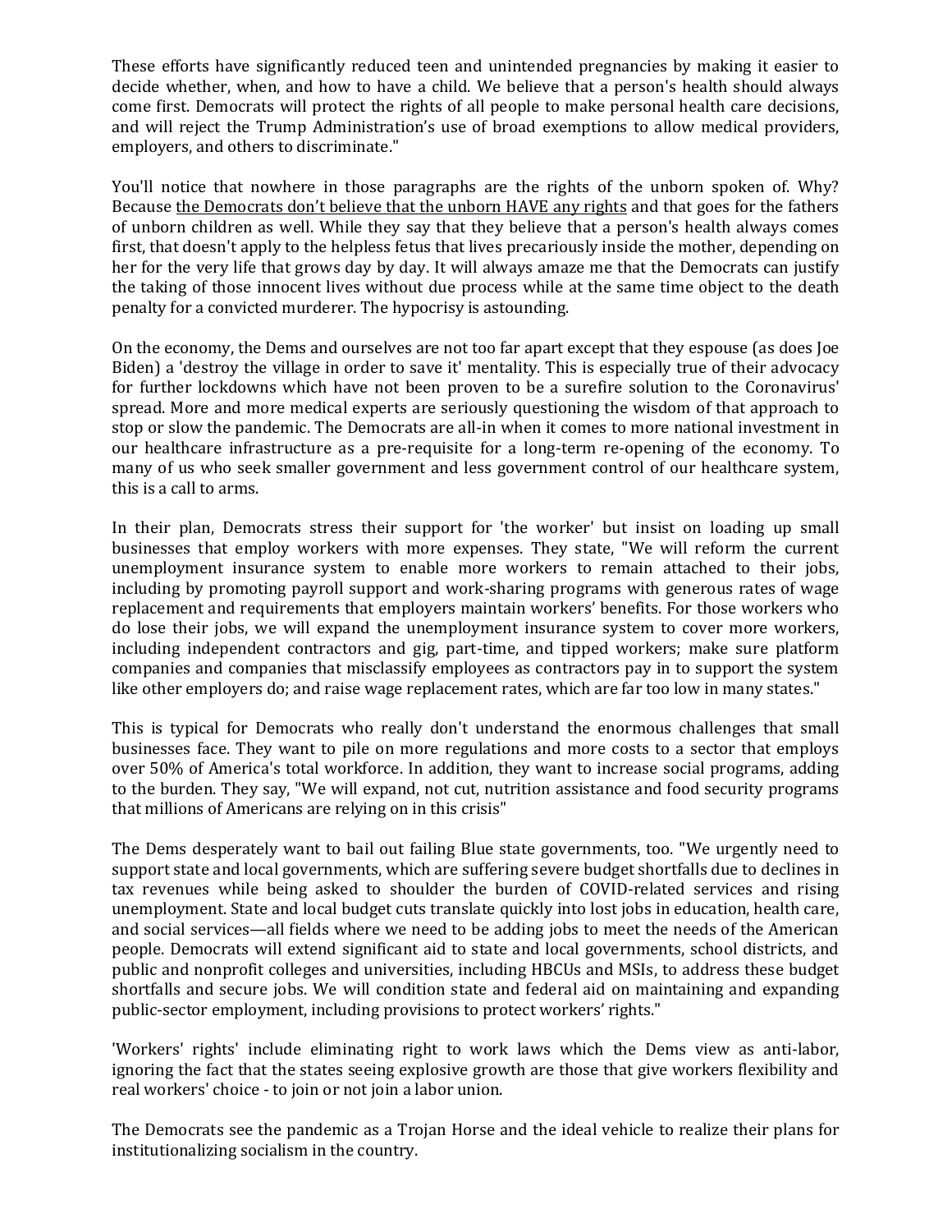These efforts have significantly reduced teen and unintended pregnancies by making it easier to decide whether, when, and how to have a child. We believe that a person's health should always come first. Democrats will protect the rights of all people to make personal health care decisions, and will reject the Trump Administration's use of broad exemptions to allow medical providers, employers, and others to discriminate."

You'll notice that nowhere in those paragraphs are the rights of the unborn spoken of. Why? Because <u>the Democrats don't believe that the unborn HAVE any rights</u> and that goes for the fathers of unborn children as well. While they say that they believe that a person's health always comes first, that doesn't apply to the helpless fetus that lives precariously inside the mother, depending on her for the very life that grows day by day. It will always amaze me that the Democrats can justify the taking of those innocent lives without due process while at the same time object to the death penalty for a convicted murderer. The hypocrisy is astounding.

On the economy, the Dems and ourselves are not too far apart except that they espouse (as does Joe Biden) a 'destroy the village in order to save it' mentality. This is especially true of their advocacy for further lockdowns which have not been proven to be a surefire solution to the Coronavirus' spread. More and more medical experts are seriously questioning the wisdom of that approach to stop or slow the pandemic. The Democrats are all-in when it comes to more national investment in our healthcare infrastructure as a pre-requisite for a long-term re-opening of the economy. To many of us who seek smaller government and less government control of our healthcare system, this is a call to arms.

In their plan, Democrats stress their support for 'the worker' but insist on loading up small businesses that employ workers with more expenses. They state, "We will reform the current unemployment insurance system to enable more workers to remain attached to their jobs, including by promoting payroll support and work-sharing programs with generous rates of wage replacement and requirements that employers maintain workers' benefits. For those workers who do lose their jobs, we will expand the unemployment insurance system to cover more workers, including independent contractors and gig, part-time, and tipped workers; make sure platform companies and companies that misclassify employees as contractors pay in to support the system like other employers do; and raise wage replacement rates, which are far too low in many states."

This is typical for Democrats who really don't understand the enormous challenges that small businesses face. They want to pile on more regulations and more costs to a sector that employs over 50% of America's total workforce. In addition, they want to increase social programs, adding to the burden. They say, "We will expand, not cut, nutrition assistance and food security programs that millions of Americans are relying on in this crisis"

The Dems desperately want to bail out failing Blue state governments, too. "We urgently need to support state and local governments, which are suffering severe budget shortfalls due to declines in tax revenues while being asked to shoulder the burden of COVID-related services and rising unemployment. State and local budget cuts translate quickly into lost jobs in education, health care, and social services—all fields where we need to be adding jobs to meet the needs of the American people. Democrats will extend significant aid to state and local governments, school districts, and public and nonprofit colleges and universities, including HBCUs and MSIs, to address these budget shortfalls and secure jobs. We will condition state and federal aid on maintaining and expanding public-sector employment, including provisions to protect workers' rights."

'Workers' rights' include eliminating right to work laws which the Dems view as anti-labor, ignoring the fact that the states seeing explosive growth are those that give workers flexibility and real workers' choice - to join or not join a labor union.

The Democrats see the pandemic as a Trojan Horse and the ideal vehicle to realize their plans for institutionalizing socialism in the country.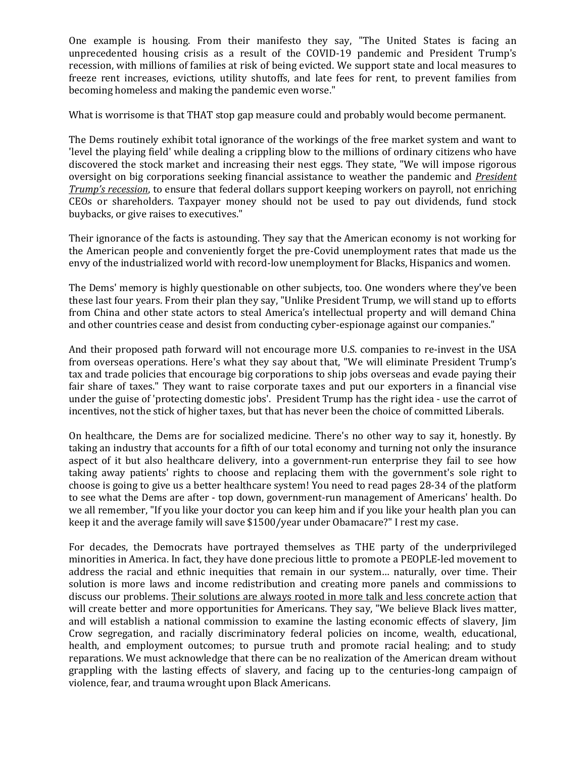One example is housing. From their manifesto they say, "The United States is facing an unprecedented housing crisis as a result of the COVID-19 pandemic and President Trump's recession, with millions of families at risk of being evicted. We support state and local measures to freeze rent increases, evictions, utility shutoffs, and late fees for rent, to prevent families from becoming homeless and making the pandemic even worse."

What is worrisome is that THAT stop gap measure could and probably would become permanent.

The Dems routinely exhibit total ignorance of the workings of the free market system and want to 'level the playing field' while dealing a crippling blow to the millions of ordinary citizens who have discovered the stock market and increasing their nest eggs. They state, "We will impose rigorous oversight on big corporations seeking financial assistance to weather the pandemic and <u>***President Trump's recession***</u>, to ensure that federal dollars support keeping workers on payroll, not enriching CEOs or shareholders. Taxpayer money should not be used to pay out dividends, fund stock buybacks, or give raises to executives."

Their ignorance of the facts is astounding. They say that the American economy is not working for the American people and conveniently forget the pre-Covid unemployment rates that made us the envy of the industrialized world with record-low unemployment for Blacks, Hispanics and women.

The Dems' memory is highly questionable on other subjects, too. One wonders where they've been these last four years. From their plan they say, "Unlike President Trump, we will stand up to efforts from China and other state actors to steal America's intellectual property and will demand China and other countries cease and desist from conducting cyber-espionage against our companies."

And their proposed path forward will not encourage more U.S. companies to re-invest in the USA from overseas operations. Here's what they say about that, "We will eliminate President Trump's tax and trade policies that encourage big corporations to ship jobs overseas and evade paying their fair share of taxes." They want to raise corporate taxes and put our exporters in a financial vise under the guise of 'protecting domestic jobs'. President Trump has the right idea - use the carrot of incentives, not the stick of higher taxes, but that has never been the choice of committed Liberals.

On healthcare, the Dems are for socialized medicine. There's no other way to say it, honestly. By taking an industry that accounts for a fifth of our total economy and turning not only the insurance aspect of it but also healthcare delivery, into a government-run enterprise they fail to see how taking away patients' rights to choose and replacing them with the government's sole right to choose is going to give us a better healthcare system! You need to read pages 28-34 of the platform to see what the Dems are after - top down, government-run management of Americans' health. Do we all remember, "If you like your doctor you can keep him and if you like your health plan you can keep it and the average family will save $1500/year under Obamacare?" I rest my case.

For decades, the Democrats have portrayed themselves as THE party of the underprivileged minorities in America. In fact, they have done precious little to promote a PEOPLE-led movement to address the racial and ethnic inequities that remain in our system… naturally, over time. Their solution is more laws and income redistribution and creating more panels and commissions to discuss our problems. <u>Their solutions are always rooted in more talk and less concrete action</u> that will create better and more opportunities for Americans. They say, "We believe Black lives matter, and will establish a national commission to examine the lasting economic effects of slavery, Jim Crow segregation, and racially discriminatory federal policies on income, wealth, educational, health, and employment outcomes; to pursue truth and promote racial healing; and to study reparations. We must acknowledge that there can be no realization of the American dream without grappling with the lasting effects of slavery, and facing up to the centuries-long campaign of violence, fear, and trauma wrought upon Black Americans.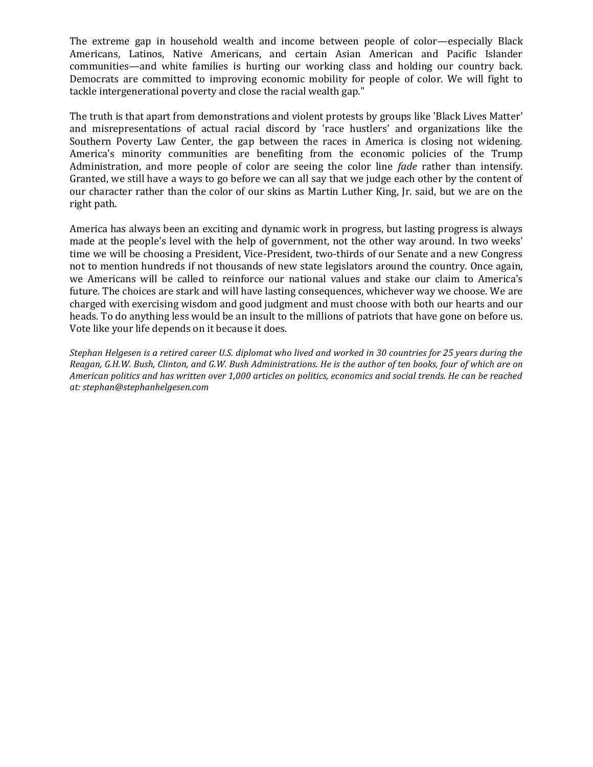The extreme gap in household wealth and income between people of color—especially Black Americans, Latinos, Native Americans, and certain Asian American and Pacific Islander communities—and white families is hurting our working class and holding our country back. Democrats are committed to improving economic mobility for people of color. We will fight to tackle intergenerational poverty and close the racial wealth gap."

The truth is that apart from demonstrations and violent protests by groups like 'Black Lives Matter' and misrepresentations of actual racial discord by 'race hustlers' and organizations like the Southern Poverty Law Center, the gap between the races in America is closing not widening. America's minority communities are benefiting from the economic policies of the Trump Administration, and more people of color are seeing the color line *fade* rather than intensify. Granted, we still have a ways to go before we can all say that we judge each other by the content of our character rather than the color of our skins as Martin Luther King, Jr. said, but we are on the right path.

America has always been an exciting and dynamic work in progress, but lasting progress is always made at the people's level with the help of government, not the other way around. In two weeks' time we will be choosing a President, Vice-President, two-thirds of our Senate and a new Congress not to mention hundreds if not thousands of new state legislators around the country. Once again, we Americans will be called to reinforce our national values and stake our claim to America's future. The choices are stark and will have lasting consequences, whichever way we choose. We are charged with exercising wisdom and good judgment and must choose with both our hearts and our heads. To do anything less would be an insult to the millions of patriots that have gone on before us. Vote like your life depends on it because it does.

*Stephan Helgesen is a retired career U.S. diplomat who lived and worked in 30 countries for 25 years during the Reagan, G.H.W. Bush, Clinton, and G.W. Bush Administrations. He is the author of ten books, four of which are on American politics and has written over 1,000 articles on politics, economics and social trends. He can be reached at: stephan@stephanhelgesen.com*